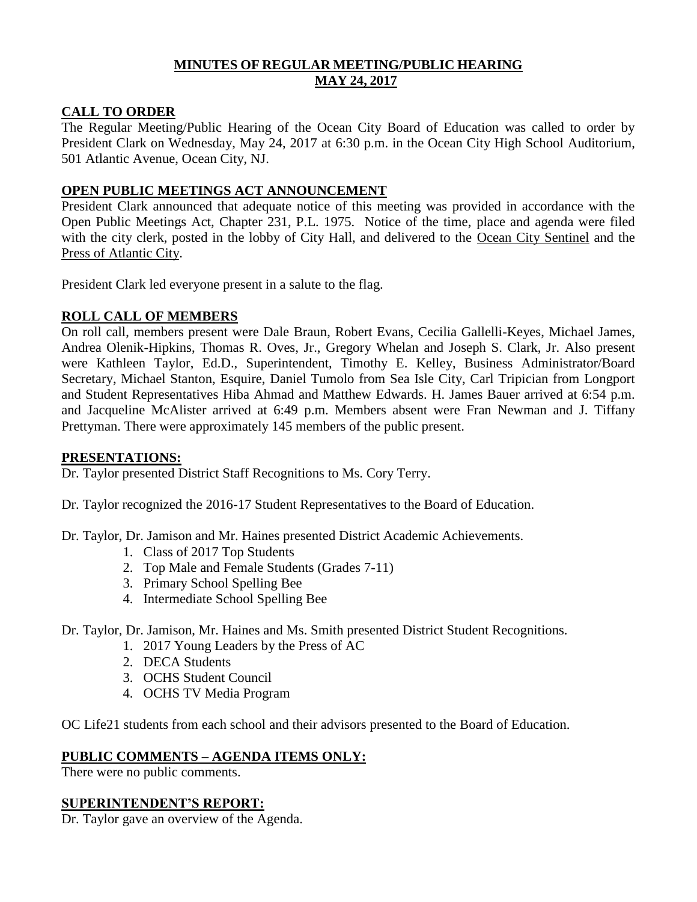# MINUTES OF REGULAR MEETING/PUBLIC HEARING
# MAY 24, 2017

## CALL TO ORDER

The Regular Meeting/Public Hearing of the Ocean City Board of Education was called to order by President Clark on Wednesday, May 24, 2017 at 6:30 p.m. in the Ocean City High School Auditorium, 501 Atlantic Avenue, Ocean City, NJ.

## OPEN PUBLIC MEETINGS ACT ANNOUNCEMENT

President Clark announced that adequate notice of this meeting was provided in accordance with the Open Public Meetings Act, Chapter 231, P.L. 1975. Notice of the time, place and agenda were filed with the city clerk, posted in the lobby of City Hall, and delivered to the Ocean City Sentinel and the Press of Atlantic City.

President Clark led everyone present in a salute to the flag.

## ROLL CALL OF MEMBERS

On roll call, members present were Dale Braun, Robert Evans, Cecilia Gallelli-Keyes, Michael James, Andrea Olenik-Hipkins, Thomas R. Oves, Jr., Gregory Whelan and Joseph S. Clark, Jr. Also present were Kathleen Taylor, Ed.D., Superintendent, Timothy E. Kelley, Business Administrator/Board Secretary, Michael Stanton, Esquire, Daniel Tumolo from Sea Isle City, Carl Tripician from Longport and Student Representatives Hiba Ahmad and Matthew Edwards. H. James Bauer arrived at 6:54 p.m. and Jacqueline McAlister arrived at 6:49 p.m. Members absent were Fran Newman and J. Tiffany Prettyman. There were approximately 145 members of the public present.

## PRESENTATIONS:

Dr. Taylor presented District Staff Recognitions to Ms. Cory Terry.

Dr. Taylor recognized the 2016-17 Student Representatives to the Board of Education.

Dr. Taylor, Dr. Jamison and Mr. Haines presented District Academic Achievements.

1. Class of 2017 Top Students
2. Top Male and Female Students (Grades 7-11)
3. Primary School Spelling Bee
4. Intermediate School Spelling Bee

Dr. Taylor, Dr. Jamison, Mr. Haines and Ms. Smith presented District Student Recognitions.

1. 2017 Young Leaders by the Press of AC
2. DECA Students
3. OCHS Student Council
4. OCHS TV Media Program

OC Life21 students from each school and their advisors presented to the Board of Education.

## PUBLIC COMMENTS – AGENDA ITEMS ONLY:

There were no public comments.

## SUPERINTENDENT'S REPORT:

Dr. Taylor gave an overview of the Agenda.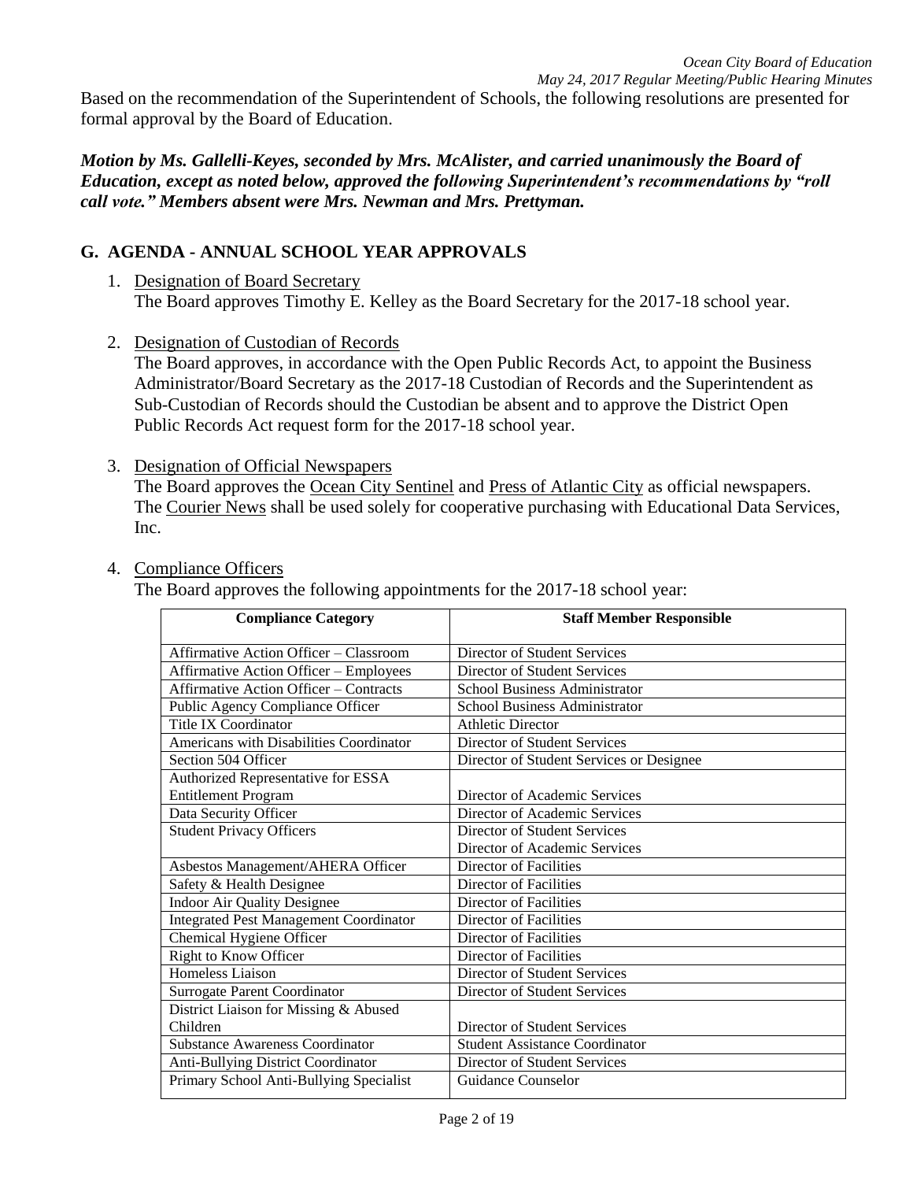Based on the recommendation of the Superintendent of Schools, the following resolutions are presented for formal approval by the Board of Education.

***Motion by Ms. Gallelli-Keyes, seconded by Mrs. McAlister, and carried unanimously the Board of Education, except as noted below, approved the following Superintendent's recommendations by "roll call vote." Members absent were Mrs. Newman and Mrs. Prettyman.***

## G. AGENDA - ANNUAL SCHOOL YEAR APPROVALS

1. Designation of Board Secretary
   The Board approves Timothy E. Kelley as the Board Secretary for the 2017-18 school year.

2. Designation of Custodian of Records
   The Board approves, in accordance with the Open Public Records Act, to appoint the Business Administrator/Board Secretary as the 2017-18 Custodian of Records and the Superintendent as Sub-Custodian of Records should the Custodian be absent and to approve the District Open Public Records Act request form for the 2017-18 school year.

3. Designation of Official Newspapers
   The Board approves the Ocean City Sentinel and Press of Atlantic City as official newspapers. The Courier News shall be used solely for cooperative purchasing with Educational Data Services, Inc.

4. Compliance Officers
   The Board approves the following appointments for the 2017-18 school year:

| Compliance Category | Staff Member Responsible |
|---|---|
| Affirmative Action Officer – Classroom | Director of Student Services |
| Affirmative Action Officer – Employees | Director of Student Services |
| Affirmative Action Officer – Contracts | School Business Administrator |
| Public Agency Compliance Officer | School Business Administrator |
| Title IX Coordinator | Athletic Director |
| Americans with Disabilities Coordinator | Director of Student Services |
| Section 504 Officer | Director of Student Services or Designee |
| Authorized Representative for ESSA Entitlement Program | Director of Academic Services |
| Data Security Officer | Director of Academic Services |
| Student Privacy Officers | Director of Student Services<br>Director of Academic Services |
| Asbestos Management/AHERA Officer | Director of Facilities |
| Safety & Health Designee | Director of Facilities |
| Indoor Air Quality Designee | Director of Facilities |
| Integrated Pest Management Coordinator | Director of Facilities |
| Chemical Hygiene Officer | Director of Facilities |
| Right to Know Officer | Director of Facilities |
| Homeless Liaison | Director of Student Services |
| Surrogate Parent Coordinator | Director of Student Services |
| District Liaison for Missing & Abused Children | Director of Student Services |
| Substance Awareness Coordinator | Student Assistance Coordinator |
| Anti-Bullying District Coordinator | Director of Student Services |
| Primary School Anti-Bullying Specialist | Guidance Counselor |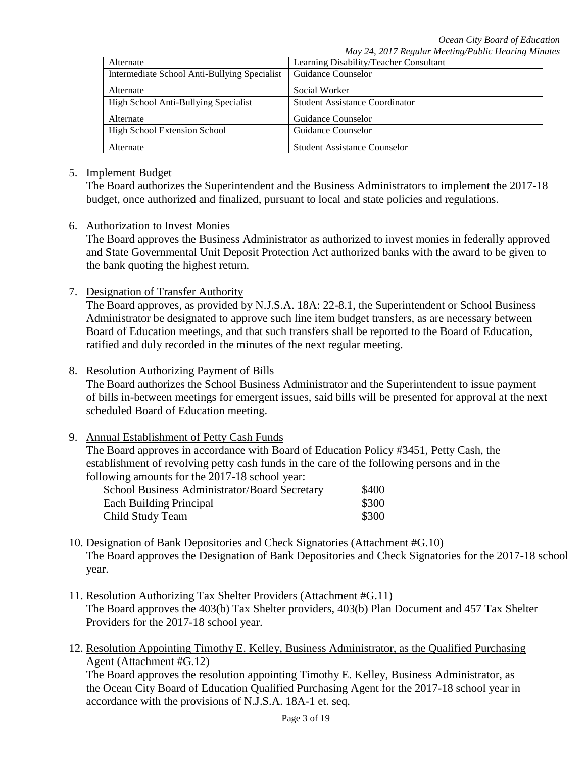| Alternate | Learning Disability/Teacher Consultant |
|---|---|
| Intermediate School Anti-Bullying Specialist<br><br>Alternate | Guidance Counselor<br><br>Social Worker |
| High School Anti-Bullying Specialist<br><br>Alternate | Student Assistance Coordinator<br><br>Guidance Counselor |
| High School Extension School<br><br>Alternate | Guidance Counselor<br><br>Student Assistance Counselor |

5. Implement Budget
   The Board authorizes the Superintendent and the Business Administrators to implement the 2017-18 budget, once authorized and finalized, pursuant to local and state policies and regulations.

6. Authorization to Invest Monies
   The Board approves the Business Administrator as authorized to invest monies in federally approved and State Governmental Unit Deposit Protection Act authorized banks with the award to be given to the bank quoting the highest return.

7. Designation of Transfer Authority
   The Board approves, as provided by N.J.S.A. 18A: 22-8.1, the Superintendent or School Business Administrator be designated to approve such line item budget transfers, as are necessary between Board of Education meetings, and that such transfers shall be reported to the Board of Education, ratified and duly recorded in the minutes of the next regular meeting.

8. Resolution Authorizing Payment of Bills
   The Board authorizes the School Business Administrator and the Superintendent to issue payment of bills in-between meetings for emergent issues, said bills will be presented for approval at the next scheduled Board of Education meeting.

9. Annual Establishment of Petty Cash Funds
   The Board approves in accordance with Board of Education Policy #3451, Petty Cash, the establishment of revolving petty cash funds in the care of the following persons and in the following amounts for the 2017-18 school year:

   | | |
   |---|---|
   | School Business Administrator/Board Secretary | $400 |
   | Each Building Principal | $300 |
   | Child Study Team | $300 |

10. Designation of Bank Depositories and Check Signatories (Attachment #G.10)
    The Board approves the Designation of Bank Depositories and Check Signatories for the 2017-18 school year.

11. Resolution Authorizing Tax Shelter Providers (Attachment #G.11)
    The Board approves the 403(b) Tax Shelter providers, 403(b) Plan Document and 457 Tax Shelter Providers for the 2017-18 school year.

12. Resolution Appointing Timothy E. Kelley, Business Administrator, as the Qualified Purchasing Agent (Attachment #G.12)
    The Board approves the resolution appointing Timothy E. Kelley, Business Administrator, as the Ocean City Board of Education Qualified Purchasing Agent for the 2017-18 school year in accordance with the provisions of N.J.S.A. 18A-1 et. seq.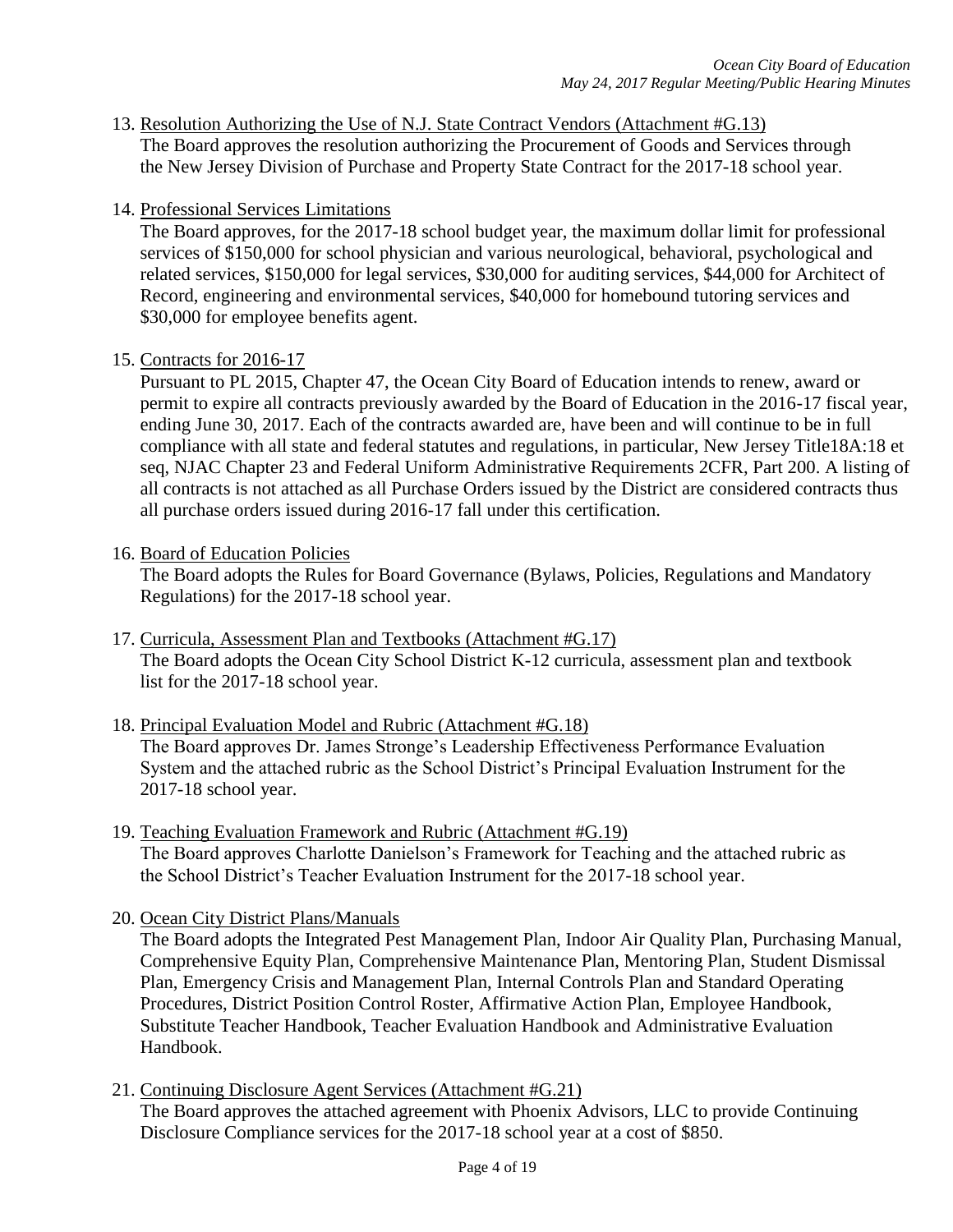13. Resolution Authorizing the Use of N.J. State Contract Vendors (Attachment #G.13)
    The Board approves the resolution authorizing the Procurement of Goods and Services through the New Jersey Division of Purchase and Property State Contract for the 2017-18 school year.

14. Professional Services Limitations
    The Board approves, for the 2017-18 school budget year, the maximum dollar limit for professional services of $150,000 for school physician and various neurological, behavioral, psychological and related services, $150,000 for legal services, $30,000 for auditing services, $44,000 for Architect of Record, engineering and environmental services, $40,000 for homebound tutoring services and $30,000 for employee benefits agent.

15. Contracts for 2016-17
    Pursuant to PL 2015, Chapter 47, the Ocean City Board of Education intends to renew, award or permit to expire all contracts previously awarded by the Board of Education in the 2016-17 fiscal year, ending June 30, 2017. Each of the contracts awarded are, have been and will continue to be in full compliance with all state and federal statutes and regulations, in particular, New Jersey Title18A:18 et seq, NJAC Chapter 23 and Federal Uniform Administrative Requirements 2CFR, Part 200. A listing of all contracts is not attached as all Purchase Orders issued by the District are considered contracts thus all purchase orders issued during 2016-17 fall under this certification.

16. Board of Education Policies
    The Board adopts the Rules for Board Governance (Bylaws, Policies, Regulations and Mandatory Regulations) for the 2017-18 school year.

17. Curricula, Assessment Plan and Textbooks (Attachment #G.17)
    The Board adopts the Ocean City School District K-12 curricula, assessment plan and textbook list for the 2017-18 school year.

18. Principal Evaluation Model and Rubric (Attachment #G.18)
    The Board approves Dr. James Stronge's Leadership Effectiveness Performance Evaluation System and the attached rubric as the School District's Principal Evaluation Instrument for the 2017-18 school year.

19. Teaching Evaluation Framework and Rubric (Attachment #G.19)
    The Board approves Charlotte Danielson's Framework for Teaching and the attached rubric as the School District's Teacher Evaluation Instrument for the 2017-18 school year.

20. Ocean City District Plans/Manuals
    The Board adopts the Integrated Pest Management Plan, Indoor Air Quality Plan, Purchasing Manual, Comprehensive Equity Plan, Comprehensive Maintenance Plan, Mentoring Plan, Student Dismissal Plan, Emergency Crisis and Management Plan, Internal Controls Plan and Standard Operating Procedures, District Position Control Roster, Affirmative Action Plan, Employee Handbook, Substitute Teacher Handbook, Teacher Evaluation Handbook and Administrative Evaluation Handbook.

21. Continuing Disclosure Agent Services (Attachment #G.21)
    The Board approves the attached agreement with Phoenix Advisors, LLC to provide Continuing Disclosure Compliance services for the 2017-18 school year at a cost of $850.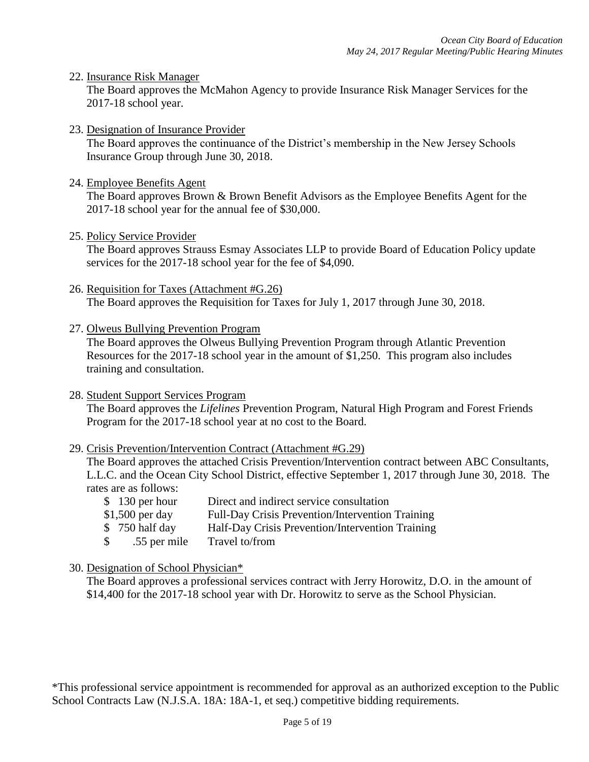22. Insurance Risk Manager

    The Board approves the McMahon Agency to provide Insurance Risk Manager Services for the 2017-18 school year.

23. Designation of Insurance Provider

    The Board approves the continuance of the District's membership in the New Jersey Schools Insurance Group through June 30, 2018.

24. Employee Benefits Agent

    The Board approves Brown & Brown Benefit Advisors as the Employee Benefits Agent for the 2017-18 school year for the annual fee of $30,000.

25. Policy Service Provider

    The Board approves Strauss Esmay Associates LLP to provide Board of Education Policy update services for the 2017-18 school year for the fee of $4,090.

26. Requisition for Taxes (Attachment #G.26)

    The Board approves the Requisition for Taxes for July 1, 2017 through June 30, 2018.

27. Olweus Bullying Prevention Program

    The Board approves the Olweus Bullying Prevention Program through Atlantic Prevention Resources for the 2017-18 school year in the amount of $1,250. This program also includes training and consultation.

28. Student Support Services Program

    The Board approves the *Lifelines* Prevention Program, Natural High Program and Forest Friends Program for the 2017-18 school year at no cost to the Board.

29. Crisis Prevention/Intervention Contract (Attachment #G.29)

    The Board approves the attached Crisis Prevention/Intervention contract between ABC Consultants, L.L.C. and the Ocean City School District, effective September 1, 2017 through June 30, 2018. The rates are as follows:

    | | |
    |---|---|
    | $ 130 per hour | Direct and indirect service consultation |
    | $1,500 per day | Full-Day Crisis Prevention/Intervention Training |
    | $ 750 half day | Half-Day Crisis Prevention/Intervention Training |
    | $ .55 per mile | Travel to/from |

30. Designation of School Physician*

    The Board approves a professional services contract with Jerry Horowitz, D.O. in the amount of $14,400 for the 2017-18 school year with Dr. Horowitz to serve as the School Physician.

*This professional service appointment is recommended for approval as an authorized exception to the Public School Contracts Law (N.J.S.A. 18A: 18A-1, et seq.) competitive bidding requirements.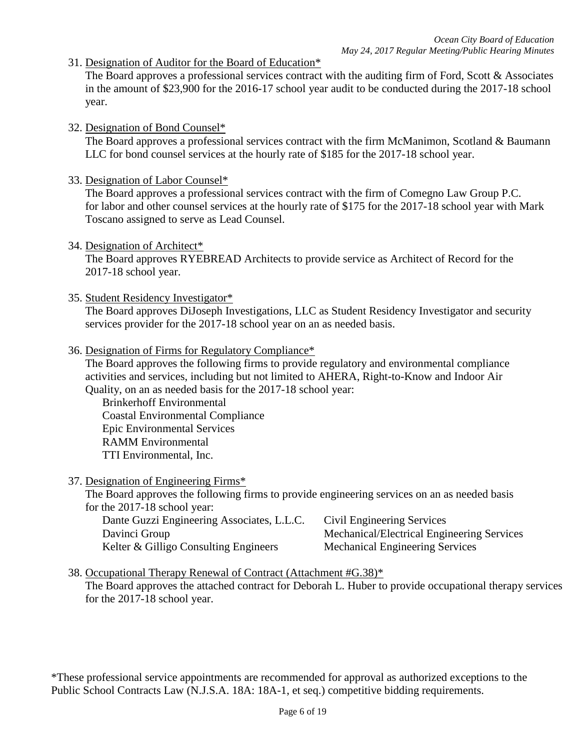31. Designation of Auditor for the Board of Education*
    The Board approves a professional services contract with the auditing firm of Ford, Scott & Associates in the amount of $23,900 for the 2016-17 school year audit to be conducted during the 2017-18 school year.

32. Designation of Bond Counsel*
    The Board approves a professional services contract with the firm McManimon, Scotland & Baumann LLC for bond counsel services at the hourly rate of $185 for the 2017-18 school year.

33. Designation of Labor Counsel*
    The Board approves a professional services contract with the firm of Comegno Law Group P.C. for labor and other counsel services at the hourly rate of $175 for the 2017-18 school year with Mark Toscano assigned to serve as Lead Counsel.

34. Designation of Architect*
    The Board approves RYEBREAD Architects to provide service as Architect of Record for the 2017-18 school year.

35. Student Residency Investigator*
    The Board approves DiJoseph Investigations, LLC as Student Residency Investigator and security services provider for the 2017-18 school year on an as needed basis.

36. Designation of Firms for Regulatory Compliance*
    The Board approves the following firms to provide regulatory and environmental compliance activities and services, including but not limited to AHERA, Right-to-Know and Indoor Air Quality, on an as needed basis for the 2017-18 school year:
    - Brinkerhoff Environmental
    - Coastal Environmental Compliance
    - Epic Environmental Services
    - RAMM Environmental
    - TTI Environmental, Inc.

37. Designation of Engineering Firms*
    The Board approves the following firms to provide engineering services on an as needed basis for the 2017-18 school year:

    | | |
    |---|---|
    | Dante Guzzi Engineering Associates, L.L.C. | Civil Engineering Services |
    | Davinci Group | Mechanical/Electrical Engineering Services |
    | Kelter & Gilligo Consulting Engineers | Mechanical Engineering Services |

38. Occupational Therapy Renewal of Contract (Attachment #G.38)*
    The Board approves the attached contract for Deborah L. Huber to provide occupational therapy services for the 2017-18 school year.

*These professional service appointments are recommended for approval as authorized exceptions to the Public School Contracts Law (N.J.S.A. 18A: 18A-1, et seq.) competitive bidding requirements.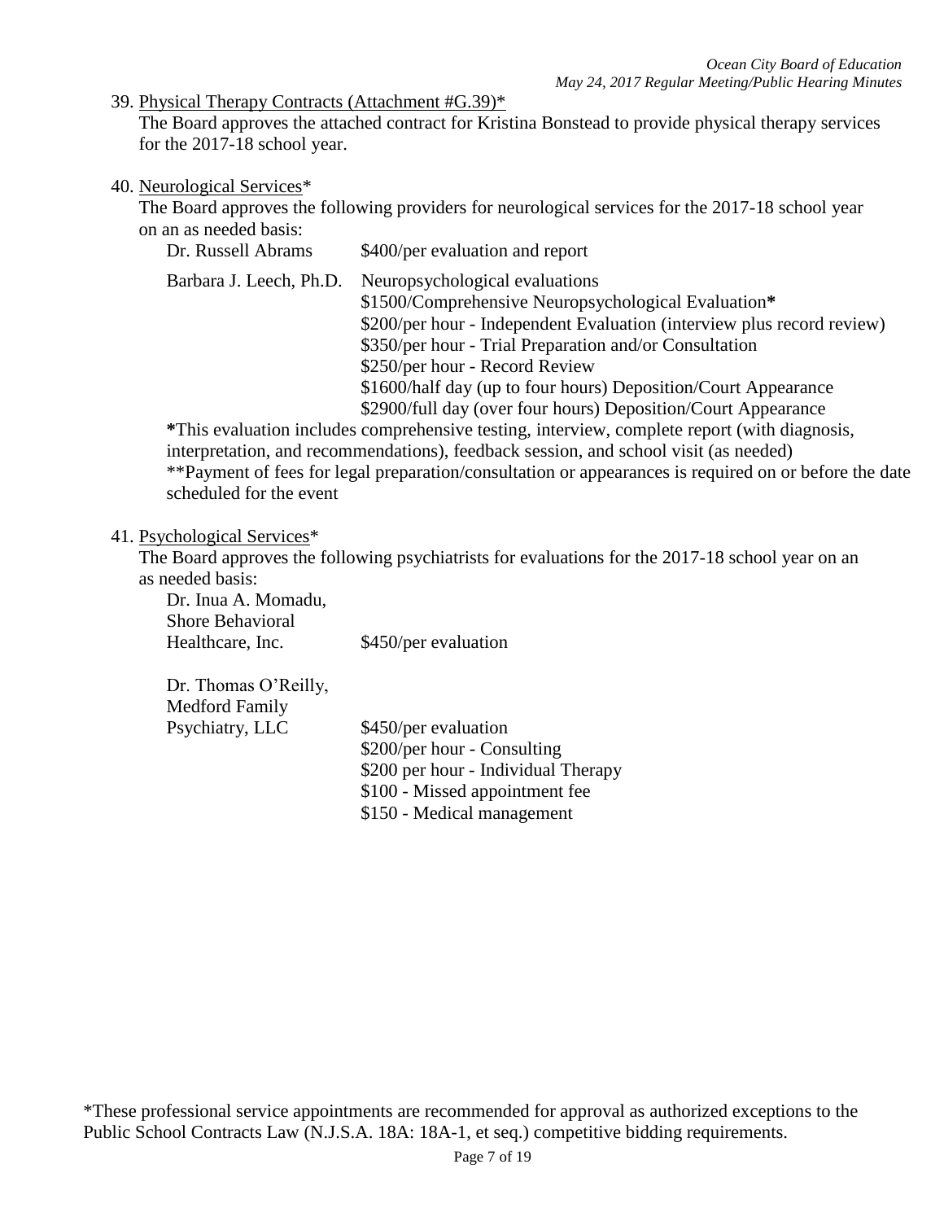39. <u>Physical Therapy Contracts (Attachment #G.39)</u>*
    The Board approves the attached contract for Kristina Bonstead to provide physical therapy services for the 2017-18 school year.

40. <u>Neurological Services</u>*
    The Board approves the following providers for neurological services for the 2017-18 school year on an as needed basis:

| | |
|---|---|
| Dr. Russell Abrams | $400/per evaluation and report |
| Barbara J. Leech, Ph.D. | Neuropsychological evaluations<br>$1500/Comprehensive Neuropsychological Evaluation**\***<br>$200/per hour - Independent Evaluation (interview plus record review)<br>$350/per hour - Trial Preparation and/or Consultation<br>$250/per hour - Record Review<br>$1600/half day (up to four hours) Deposition/Court Appearance<br>$2900/full day (over four hours) Deposition/Court Appearance |

**\***This evaluation includes comprehensive testing, interview, complete report (with diagnosis, interpretation, and recommendations), feedback session, and school visit (as needed)
**Payment of fees for legal preparation/consultation or appearances is required on or before the date scheduled for the event

41. <u>Psychological Services</u>*
    The Board approves the following psychiatrists for evaluations for the 2017-18 school year on an as needed basis:

| | |
|---|---|
| Dr. Inua A. Momadu, Shore Behavioral Healthcare, Inc. | $450/per evaluation |
| Dr. Thomas O'Reilly, Medford Family Psychiatry, LLC | $450/per evaluation<br>$200/per hour - Consulting<br>$200 per hour - Individual Therapy<br>$100 - Missed appointment fee<br>$150 - Medical management |

*These professional service appointments are recommended for approval as authorized exceptions to the Public School Contracts Law (N.J.S.A. 18A: 18A-1, et seq.) competitive bidding requirements.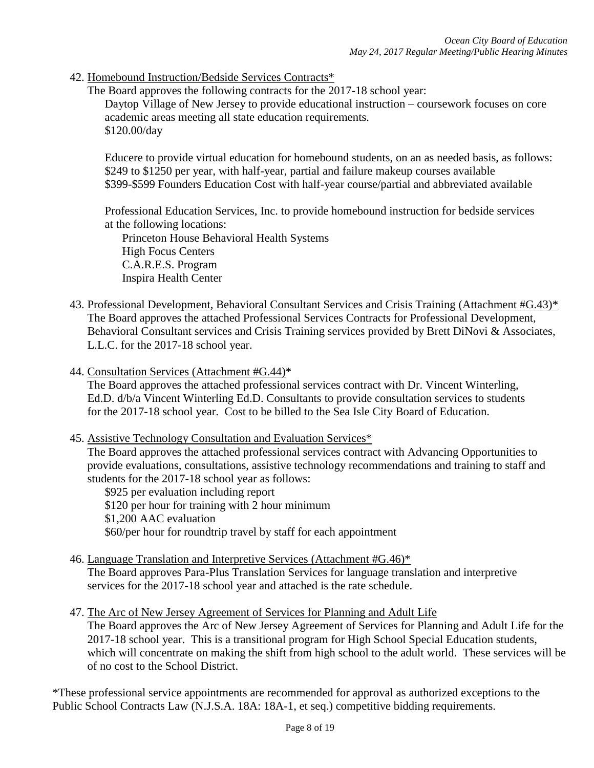42. Homebound Instruction/Bedside Services Contracts*

    The Board approves the following contracts for the 2017-18 school year:

    Daytop Village of New Jersey to provide educational instruction – coursework focuses on core academic areas meeting all state education requirements.
    $120.00/day

    Educere to provide virtual education for homebound students, on an as needed basis, as follows:
    $249 to $1250 per year, with half-year, partial and failure makeup courses available
    $399-$599 Founders Education Cost with half-year course/partial and abbreviated available

    Professional Education Services, Inc. to provide homebound instruction for bedside services at the following locations:

    - Princeton House Behavioral Health Systems
    - High Focus Centers
    - C.A.R.E.S. Program
    - Inspira Health Center

43. Professional Development, Behavioral Consultant Services and Crisis Training (Attachment #G.43)*

    The Board approves the attached Professional Services Contracts for Professional Development, Behavioral Consultant services and Crisis Training services provided by Brett DiNovi & Associates, L.L.C. for the 2017-18 school year.

44. Consultation Services (Attachment #G.44)*

    The Board approves the attached professional services contract with Dr. Vincent Winterling, Ed.D. d/b/a Vincent Winterling Ed.D. Consultants to provide consultation services to students for the 2017-18 school year. Cost to be billed to the Sea Isle City Board of Education.

45. Assistive Technology Consultation and Evaluation Services*

    The Board approves the attached professional services contract with Advancing Opportunities to provide evaluations, consultations, assistive technology recommendations and training to staff and students for the 2017-18 school year as follows:

    - $925 per evaluation including report
    - $120 per hour for training with 2 hour minimum
    - $1,200 AAC evaluation
    - $60/per hour for roundtrip travel by staff for each appointment

46. Language Translation and Interpretive Services (Attachment #G.46)*

    The Board approves Para-Plus Translation Services for language translation and interpretive services for the 2017-18 school year and attached is the rate schedule.

47. The Arc of New Jersey Agreement of Services for Planning and Adult Life

    The Board approves the Arc of New Jersey Agreement of Services for Planning and Adult Life for the 2017-18 school year. This is a transitional program for High School Special Education students, which will concentrate on making the shift from high school to the adult world. These services will be of no cost to the School District.

*These professional service appointments are recommended for approval as authorized exceptions to the Public School Contracts Law (N.J.S.A. 18A: 18A-1, et seq.) competitive bidding requirements.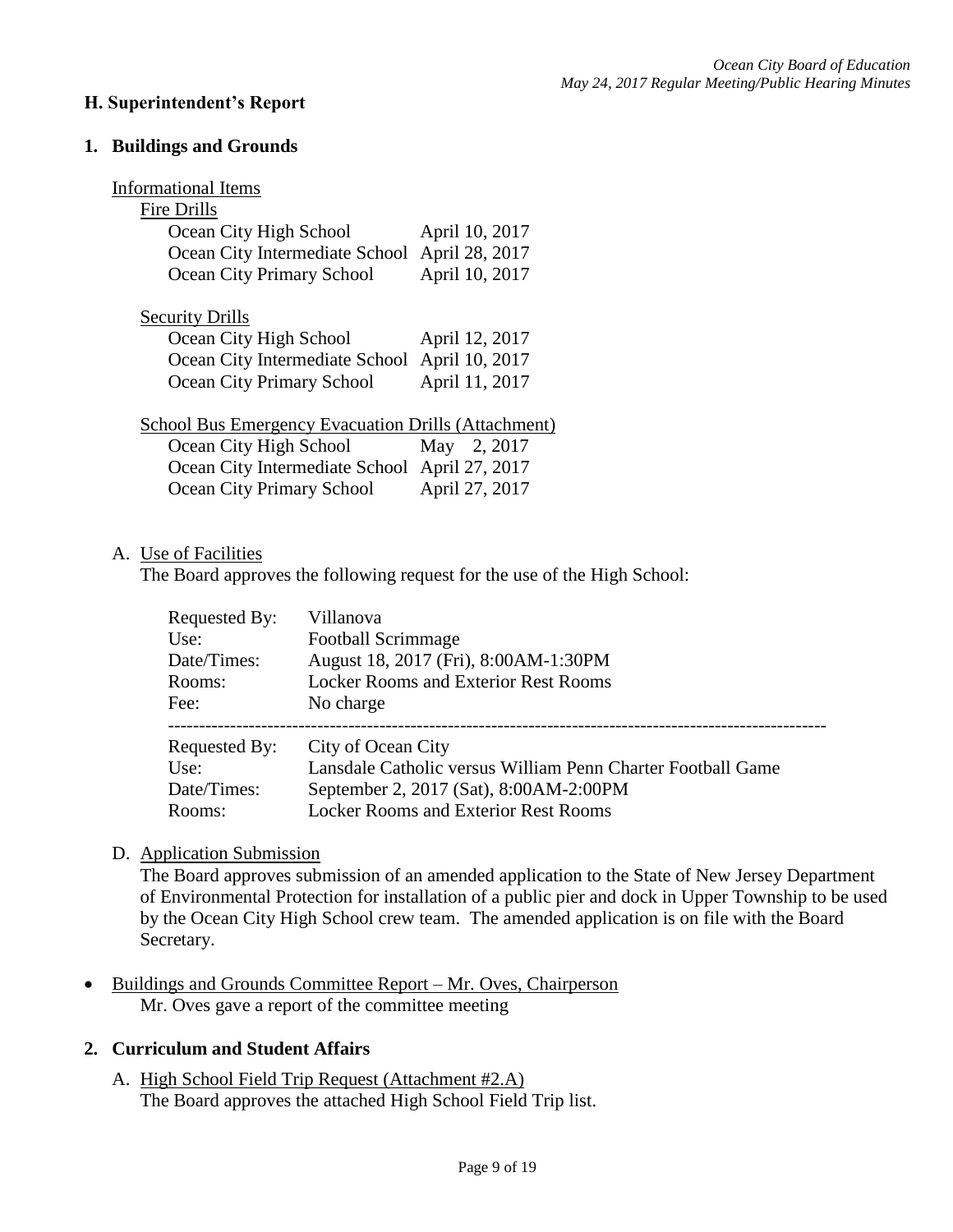**H. Superintendent's Report**

**1. Buildings and Grounds**

<u>Informational Items</u>

<u>Fire Drills</u>

| | |
|---|---|
| Ocean City High School | April 10, 2017 |
| Ocean City Intermediate School | April 28, 2017 |
| Ocean City Primary School | April 10, 2017 |

<u>Security Drills</u>

| | |
|---|---|
| Ocean City High School | April 12, 2017 |
| Ocean City Intermediate School | April 10, 2017 |
| Ocean City Primary School | April 11, 2017 |

<u>School Bus Emergency Evacuation Drills (Attachment)</u>

| | |
|---|---|
| Ocean City High School | May 2, 2017 |
| Ocean City Intermediate School | April 27, 2017 |
| Ocean City Primary School | April 27, 2017 |

A. <u>Use of Facilities</u>

The Board approves the following request for the use of the High School:

| | |
|---|---|
| Requested By: | Villanova |
| Use: | Football Scrimmage |
| Date/Times: | August 18, 2017 (Fri), 8:00AM-1:30PM |
| Rooms: | Locker Rooms and Exterior Rest Rooms |
| Fee: | No charge |

---

| | |
|---|---|
| Requested By: | City of Ocean City |
| Use: | Lansdale Catholic versus William Penn Charter Football Game |
| Date/Times: | September 2, 2017 (Sat), 8:00AM-2:00PM |
| Rooms: | Locker Rooms and Exterior Rest Rooms |

D. <u>Application Submission</u>

The Board approves submission of an amended application to the State of New Jersey Department of Environmental Protection for installation of a public pier and dock in Upper Township to be used by the Ocean City High School crew team. The amended application is on file with the Board Secretary.

- <u>Buildings and Grounds Committee Report – Mr. Oves, Chairperson</u>
  Mr. Oves gave a report of the committee meeting

**2. Curriculum and Student Affairs**

A. <u>High School Field Trip Request (Attachment #2.A)</u>

The Board approves the attached High School Field Trip list.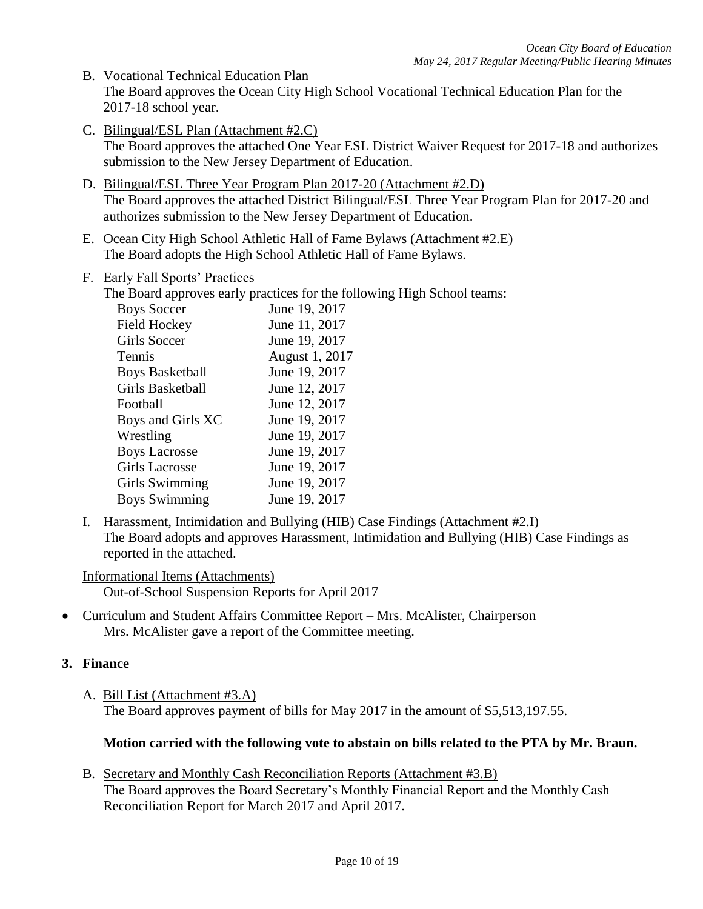B. Vocational Technical Education Plan
   The Board approves the Ocean City High School Vocational Technical Education Plan for the 2017-18 school year.

C. Bilingual/ESL Plan (Attachment #2.C)
   The Board approves the attached One Year ESL District Waiver Request for 2017-18 and authorizes submission to the New Jersey Department of Education.

D. Bilingual/ESL Three Year Program Plan 2017-20 (Attachment #2.D)
   The Board approves the attached District Bilingual/ESL Three Year Program Plan for 2017-20 and authorizes submission to the New Jersey Department of Education.

E. Ocean City High School Athletic Hall of Fame Bylaws (Attachment #2.E)
   The Board adopts the High School Athletic Hall of Fame Bylaws.

F. Early Fall Sports' Practices
   The Board approves early practices for the following High School teams:

| | |
|---|---|
| Boys Soccer | June 19, 2017 |
| Field Hockey | June 11, 2017 |
| Girls Soccer | June 19, 2017 |
| Tennis | August 1, 2017 |
| Boys Basketball | June 19, 2017 |
| Girls Basketball | June 12, 2017 |
| Football | June 12, 2017 |
| Boys and Girls XC | June 19, 2017 |
| Wrestling | June 19, 2017 |
| Boys Lacrosse | June 19, 2017 |
| Girls Lacrosse | June 19, 2017 |
| Girls Swimming | June 19, 2017 |
| Boys Swimming | June 19, 2017 |

I. Harassment, Intimidation and Bullying (HIB) Case Findings (Attachment #2.I)
   The Board adopts and approves Harassment, Intimidation and Bullying (HIB) Case Findings as reported in the attached.

Informational Items (Attachments)
   Out-of-School Suspension Reports for April 2017

- Curriculum and Student Affairs Committee Report – Mrs. McAlister, Chairperson
  Mrs. McAlister gave a report of the Committee meeting.

**3. Finance**

A. Bill List (Attachment #3.A)
   The Board approves payment of bills for May 2017 in the amount of $5,513,197.55.

   **Motion carried with the following vote to abstain on bills related to the PTA by Mr. Braun.**

B. Secretary and Monthly Cash Reconciliation Reports (Attachment #3.B)
   The Board approves the Board Secretary's Monthly Financial Report and the Monthly Cash Reconciliation Report for March 2017 and April 2017.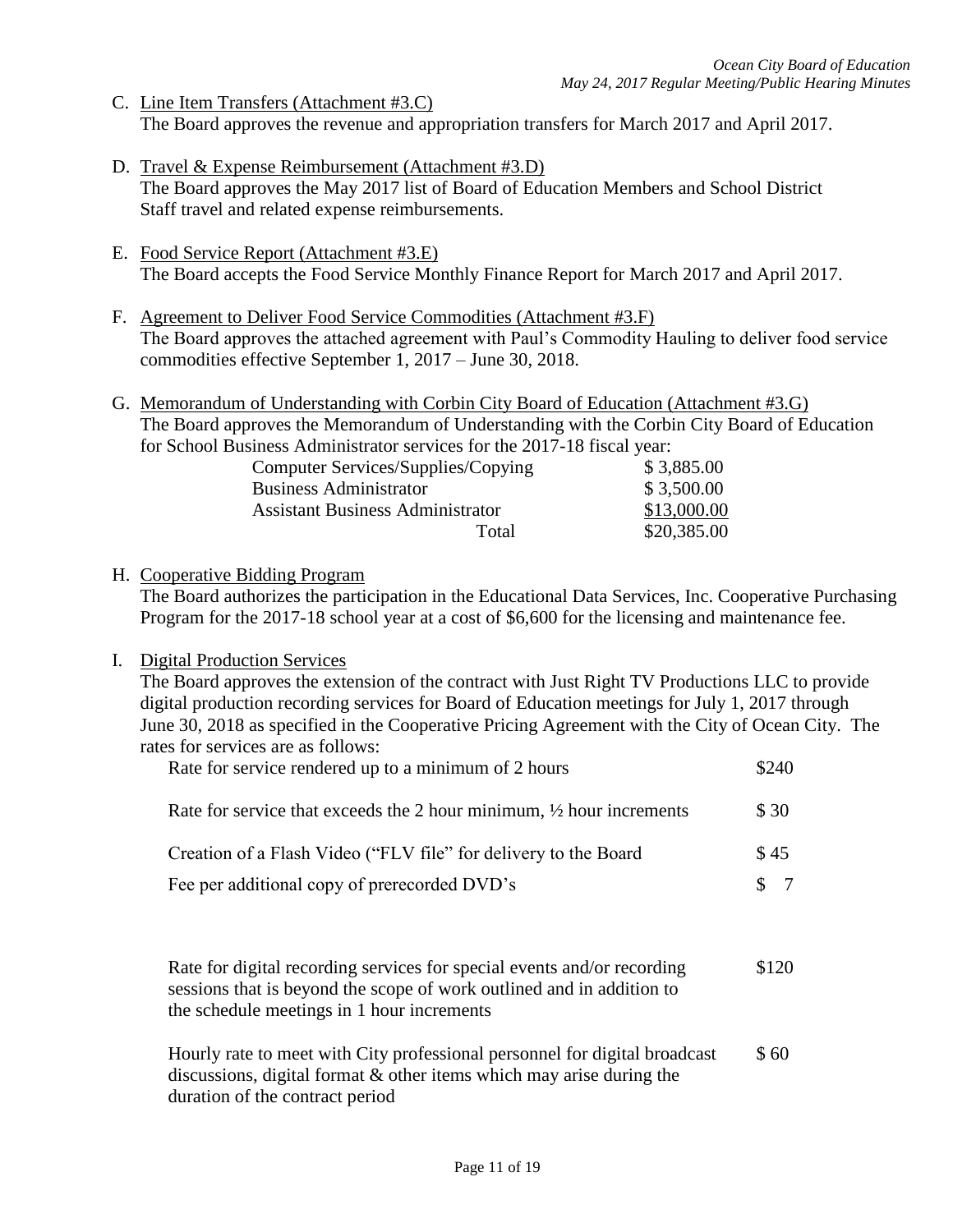C. Line Item Transfers (Attachment #3.C)
The Board approves the revenue and appropriation transfers for March 2017 and April 2017.

D. Travel & Expense Reimbursement (Attachment #3.D)
The Board approves the May 2017 list of Board of Education Members and School District Staff travel and related expense reimbursements.

E. Food Service Report (Attachment #3.E)
The Board accepts the Food Service Monthly Finance Report for March 2017 and April 2017.

F. Agreement to Deliver Food Service Commodities (Attachment #3.F)
The Board approves the attached agreement with Paul's Commodity Hauling to deliver food service commodities effective September 1, 2017 – June 30, 2018.

G. Memorandum of Understanding with Corbin City Board of Education (Attachment #3.G)
The Board approves the Memorandum of Understanding with the Corbin City Board of Education for School Business Administrator services for the 2017-18 fiscal year:

| | |
|---|---|
| Computer Services/Supplies/Copying | $ 3,885.00 |
| Business Administrator | $ 3,500.00 |
| Assistant Business Administrator | $13,000.00 |
| Total | $20,385.00 |

H. Cooperative Bidding Program
The Board authorizes the participation in the Educational Data Services, Inc. Cooperative Purchasing Program for the 2017-18 school year at a cost of $6,600 for the licensing and maintenance fee.

I. Digital Production Services
The Board approves the extension of the contract with Just Right TV Productions LLC to provide digital production recording services for Board of Education meetings for July 1, 2017 through June 30, 2018 as specified in the Cooperative Pricing Agreement with the City of Ocean City. The rates for services are as follows:

| | |
|---|---|
| Rate for service rendered up to a minimum of 2 hours | $240 |
| Rate for service that exceeds the 2 hour minimum, ½ hour increments | $ 30 |
| Creation of a Flash Video ("FLV file" for delivery to the Board | $ 45 |
| Fee per additional copy of prerecorded DVD's | $ 7 |
| Rate for digital recording services for special events and/or recording sessions that is beyond the scope of work outlined and in addition to the schedule meetings in 1 hour increments | $120 |
| Hourly rate to meet with City professional personnel for digital broadcast discussions, digital format & other items which may arise during the duration of the contract period | $ 60 |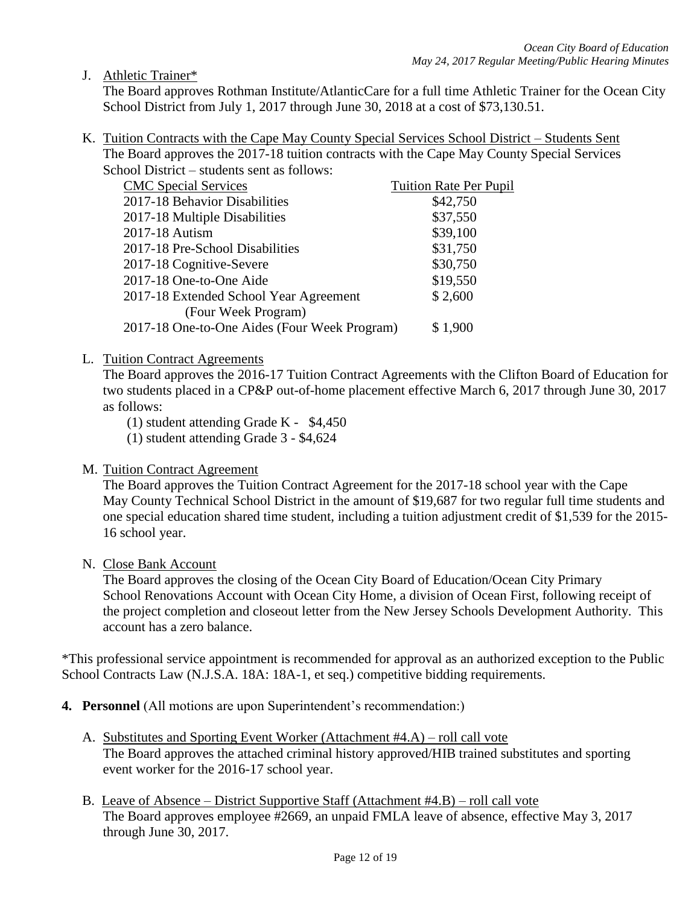J. Athletic Trainer*

The Board approves Rothman Institute/AtlanticCare for a full time Athletic Trainer for the Ocean City School District from July 1, 2017 through June 30, 2018 at a cost of $73,130.51.

K. Tuition Contracts with the Cape May County Special Services School District – Students Sent

The Board approves the 2017-18 tuition contracts with the Cape May County Special Services School District – students sent as follows:

| CMC Special Services | Tuition Rate Per Pupil |
|---|---|
| 2017-18 Behavior Disabilities | $42,750 |
| 2017-18 Multiple Disabilities | $37,550 |
| 2017-18 Autism | $39,100 |
| 2017-18 Pre-School Disabilities | $31,750 |
| 2017-18 Cognitive-Severe | $30,750 |
| 2017-18 One-to-One Aide | $19,550 |
| 2017-18 Extended School Year Agreement (Four Week Program) | $ 2,600 |
| 2017-18 One-to-One Aides (Four Week Program) | $ 1,900 |

L. Tuition Contract Agreements

The Board approves the 2016-17 Tuition Contract Agreements with the Clifton Board of Education for two students placed in a CP&P out-of-home placement effective March 6, 2017 through June 30, 2017 as follows:

(1) student attending Grade K - $4,450
(1) student attending Grade 3 - $4,624

M. Tuition Contract Agreement

The Board approves the Tuition Contract Agreement for the 2017-18 school year with the Cape May County Technical School District in the amount of $19,687 for two regular full time students and one special education shared time student, including a tuition adjustment credit of $1,539 for the 2015-16 school year.

N. Close Bank Account

The Board approves the closing of the Ocean City Board of Education/Ocean City Primary School Renovations Account with Ocean City Home, a division of Ocean First, following receipt of the project completion and closeout letter from the New Jersey Schools Development Authority. This account has a zero balance.

*This professional service appointment is recommended for approval as an authorized exception to the Public School Contracts Law (N.J.S.A. 18A: 18A-1, et seq.) competitive bidding requirements.

**4. Personnel** (All motions are upon Superintendent's recommendation:)

A. Substitutes and Sporting Event Worker (Attachment #4.A) – roll call vote

The Board approves the attached criminal history approved/HIB trained substitutes and sporting event worker for the 2016-17 school year.

B. Leave of Absence – District Supportive Staff (Attachment #4.B) – roll call vote

The Board approves employee #2669, an unpaid FMLA leave of absence, effective May 3, 2017 through June 30, 2017.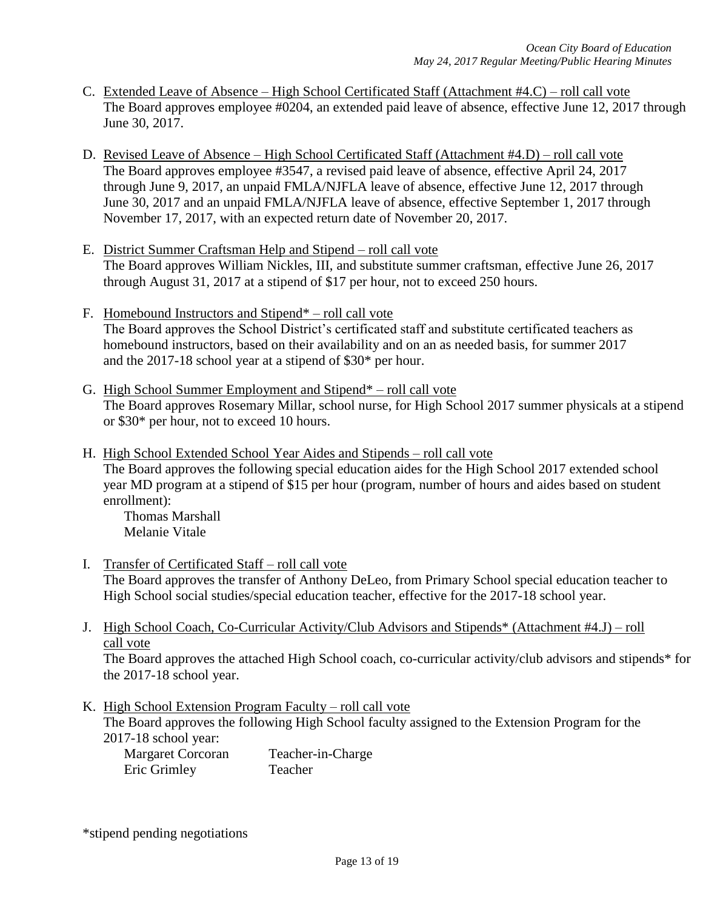C. Extended Leave of Absence – High School Certificated Staff (Attachment #4.C) – roll call vote
   The Board approves employee #0204, an extended paid leave of absence, effective June 12, 2017 through June 30, 2017.

D. Revised Leave of Absence – High School Certificated Staff (Attachment #4.D) – roll call vote
   The Board approves employee #3547, a revised paid leave of absence, effective April 24, 2017 through June 9, 2017, an unpaid FMLA/NJFLA leave of absence, effective June 12, 2017 through June 30, 2017 and an unpaid FMLA/NJFLA leave of absence, effective September 1, 2017 through November 17, 2017, with an expected return date of November 20, 2017.

E. District Summer Craftsman Help and Stipend – roll call vote
   The Board approves William Nickles, III, and substitute summer craftsman, effective June 26, 2017 through August 31, 2017 at a stipend of $17 per hour, not to exceed 250 hours.

F. Homebound Instructors and Stipend* – roll call vote
   The Board approves the School District's certificated staff and substitute certificated teachers as homebound instructors, based on their availability and on an as needed basis, for summer 2017 and the 2017-18 school year at a stipend of $30* per hour.

G. High School Summer Employment and Stipend* – roll call vote
   The Board approves Rosemary Millar, school nurse, for High School 2017 summer physicals at a stipend or $30* per hour, not to exceed 10 hours.

H. High School Extended School Year Aides and Stipends – roll call vote
   The Board approves the following special education aides for the High School 2017 extended school year MD program at a stipend of $15 per hour (program, number of hours and aides based on student enrollment):
   - Thomas Marshall
   - Melanie Vitale

I. Transfer of Certificated Staff – roll call vote
   The Board approves the transfer of Anthony DeLeo, from Primary School special education teacher to High School social studies/special education teacher, effective for the 2017-18 school year.

J. High School Coach, Co-Curricular Activity/Club Advisors and Stipends* (Attachment #4.J) – roll call vote
   The Board approves the attached High School coach, co-curricular activity/club advisors and stipends* for the 2017-18 school year.

K. High School Extension Program Faculty – roll call vote
   The Board approves the following High School faculty assigned to the Extension Program for the 2017-18 school year:

| | |
|---|---|
| Margaret Corcoran | Teacher-in-Charge |
| Eric Grimley | Teacher |

*stipend pending negotiations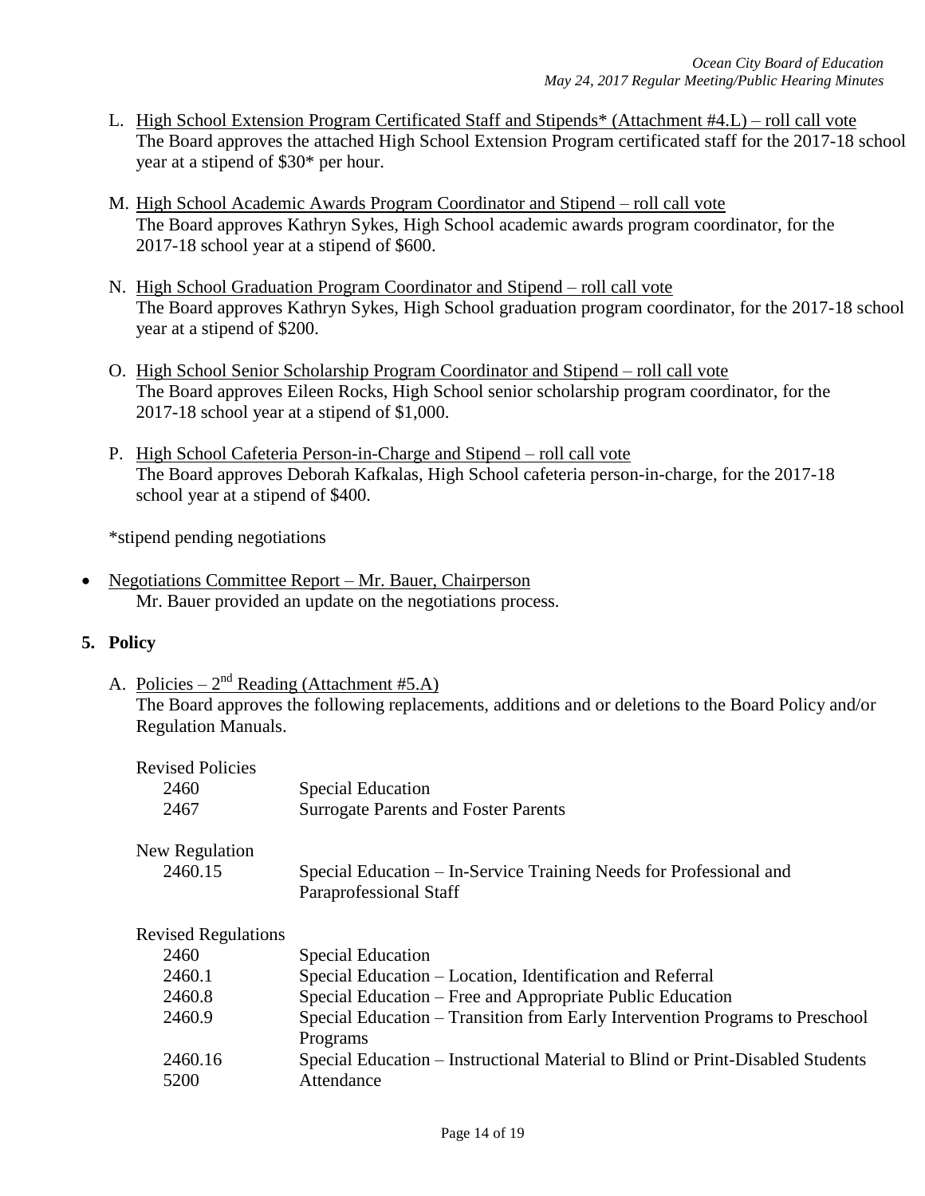L. High School Extension Program Certificated Staff and Stipends* (Attachment #4.L) – roll call vote
The Board approves the attached High School Extension Program certificated staff for the 2017-18 school year at a stipend of $30* per hour.

M. High School Academic Awards Program Coordinator and Stipend – roll call vote
The Board approves Kathryn Sykes, High School academic awards program coordinator, for the 2017-18 school year at a stipend of $600.

N. High School Graduation Program Coordinator and Stipend – roll call vote
The Board approves Kathryn Sykes, High School graduation program coordinator, for the 2017-18 school year at a stipend of $200.

O. High School Senior Scholarship Program Coordinator and Stipend – roll call vote
The Board approves Eileen Rocks, High School senior scholarship program coordinator, for the 2017-18 school year at a stipend of $1,000.

P. High School Cafeteria Person-in-Charge and Stipend – roll call vote
The Board approves Deborah Kafkalas, High School cafeteria person-in-charge, for the 2017-18 school year at a stipend of $400.

*stipend pending negotiations

- Negotiations Committee Report – Mr. Bauer, Chairperson
  Mr. Bauer provided an update on the negotiations process.

## 5. Policy

A. Policies – 2nd Reading (Attachment #5.A)
The Board approves the following replacements, additions and or deletions to the Board Policy and/or Regulation Manuals.

Revised Policies

| | |
|---|---|
| 2460 | Special Education |
| 2467 | Surrogate Parents and Foster Parents |

New Regulation

| | |
|---|---|
| 2460.15 | Special Education – In-Service Training Needs for Professional and Paraprofessional Staff |

Revised Regulations

| | |
|---|---|
| 2460 | Special Education |
| 2460.1 | Special Education – Location, Identification and Referral |
| 2460.8 | Special Education – Free and Appropriate Public Education |
| 2460.9 | Special Education – Transition from Early Intervention Programs to Preschool Programs |
| 2460.16 | Special Education – Instructional Material to Blind or Print-Disabled Students |
| 5200 | Attendance |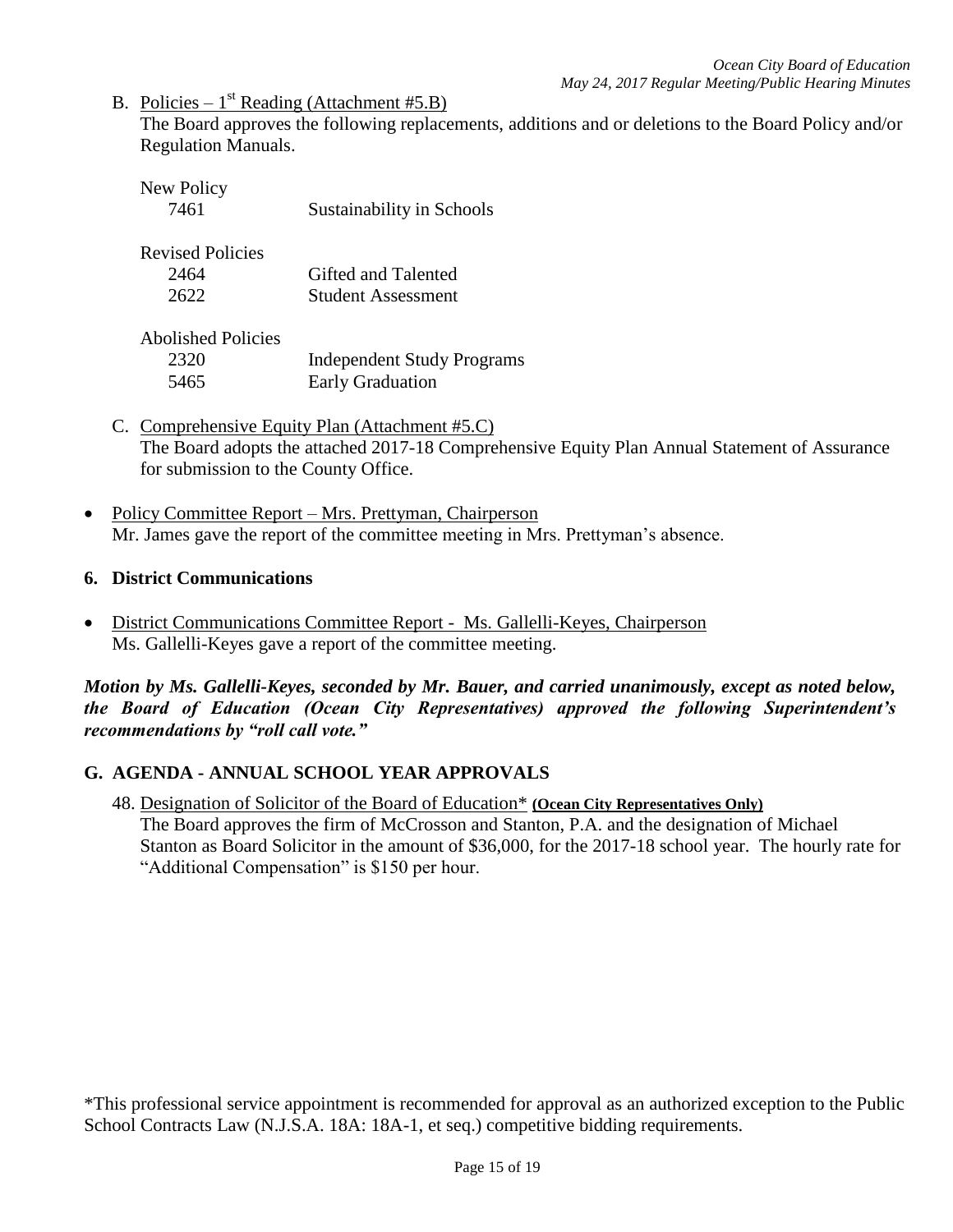B. Policies – 1st Reading (Attachment #5.B)
The Board approves the following replacements, additions and or deletions to the Board Policy and/or Regulation Manuals.

New Policy

| | |
|---|---|
| 7461 | Sustainability in Schools |

Revised Policies

| | |
|---|---|
| 2464 | Gifted and Talented |
| 2622 | Student Assessment |

Abolished Policies

| | |
|---|---|
| 2320 | Independent Study Programs |
| 5465 | Early Graduation |

C. Comprehensive Equity Plan (Attachment #5.C)
The Board adopts the attached 2017-18 Comprehensive Equity Plan Annual Statement of Assurance for submission to the County Office.

- Policy Committee Report – Mrs. Prettyman, Chairperson
Mr. James gave the report of the committee meeting in Mrs. Prettyman's absence.

## 6. District Communications

- District Communications Committee Report - Ms. Gallelli-Keyes, Chairperson
Ms. Gallelli-Keyes gave a report of the committee meeting.

***Motion by Ms. Gallelli-Keyes, seconded by Mr. Bauer, and carried unanimously, except as noted below, the Board of Education (Ocean City Representatives) approved the following Superintendent's recommendations by "roll call vote."***

## G. AGENDA - ANNUAL SCHOOL YEAR APPROVALS

48. Designation of Solicitor of the Board of Education* **(Ocean City Representatives Only)**
The Board approves the firm of McCrosson and Stanton, P.A. and the designation of Michael Stanton as Board Solicitor in the amount of $36,000, for the 2017-18 school year. The hourly rate for "Additional Compensation" is $150 per hour.

*This professional service appointment is recommended for approval as an authorized exception to the Public School Contracts Law (N.J.S.A. 18A: 18A-1, et seq.) competitive bidding requirements.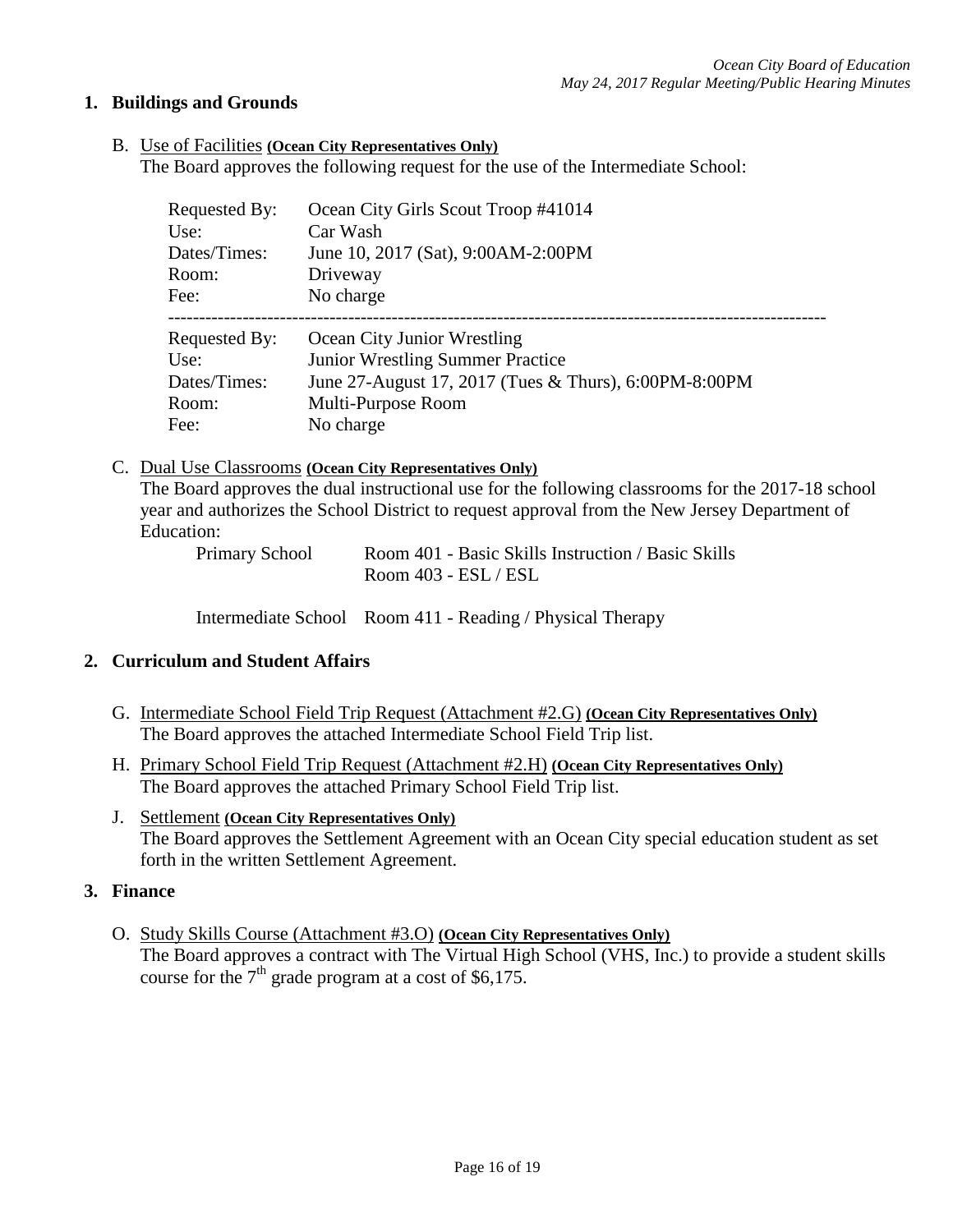## 1. Buildings and Grounds

B. Use of Facilities **(Ocean City Representatives Only)**
The Board approves the following request for the use of the Intermediate School:

| | |
|---|---|
| Requested By: | Ocean City Girls Scout Troop #41014 |
| Use: | Car Wash |
| Dates/Times: | June 10, 2017 (Sat), 9:00AM-2:00PM |
| Room: | Driveway |
| Fee: | No charge |

---

| | |
|---|---|
| Requested By: | Ocean City Junior Wrestling |
| Use: | Junior Wrestling Summer Practice |
| Dates/Times: | June 27-August 17, 2017 (Tues & Thurs), 6:00PM-8:00PM |
| Room: | Multi-Purpose Room |
| Fee: | No charge |

C. Dual Use Classrooms **(Ocean City Representatives Only)**
The Board approves the dual instructional use for the following classrooms for the 2017-18 school year and authorizes the School District to request approval from the New Jersey Department of Education:

| | |
|---|---|
| Primary School | Room 401 - Basic Skills Instruction / Basic Skills<br>Room 403 - ESL / ESL |
| Intermediate School | Room 411 - Reading / Physical Therapy |

## 2. Curriculum and Student Affairs

G. Intermediate School Field Trip Request (Attachment #2.G) **(Ocean City Representatives Only)**
The Board approves the attached Intermediate School Field Trip list.

H. Primary School Field Trip Request (Attachment #2.H) **(Ocean City Representatives Only)**
The Board approves the attached Primary School Field Trip list.

J. Settlement **(Ocean City Representatives Only)**
The Board approves the Settlement Agreement with an Ocean City special education student as set forth in the written Settlement Agreement.

## 3. Finance

O. Study Skills Course (Attachment #3.O) **(Ocean City Representatives Only)**
The Board approves a contract with The Virtual High School (VHS, Inc.) to provide a student skills course for the 7th grade program at a cost of $6,175.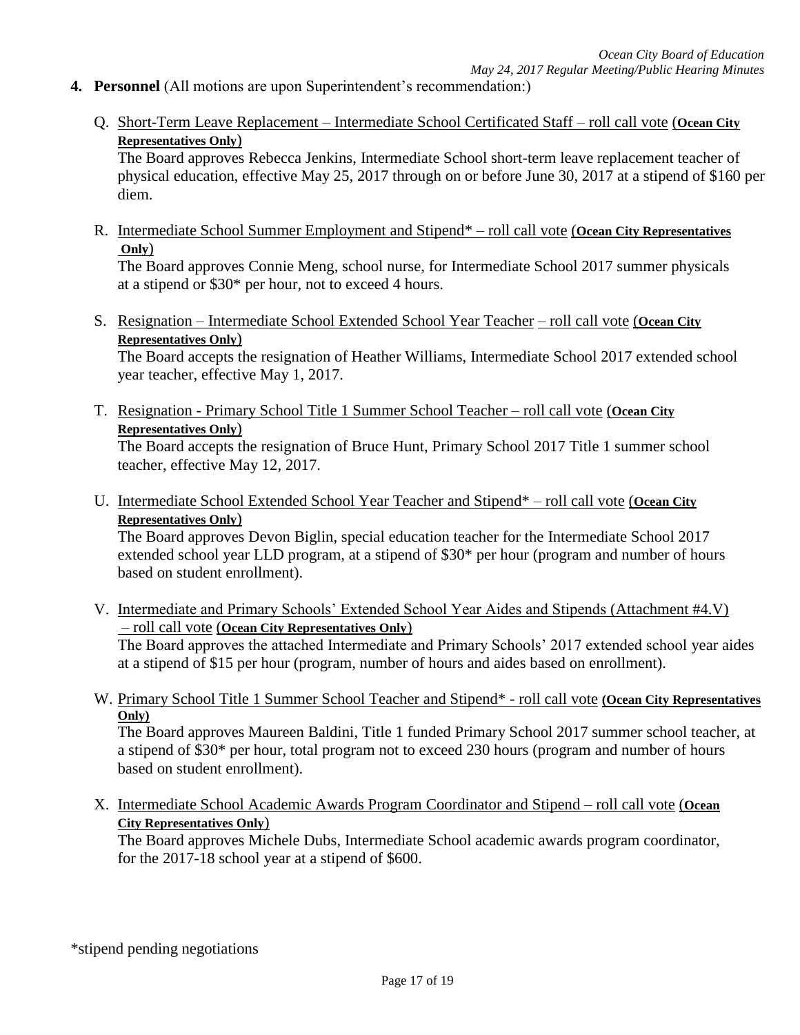4. **Personnel** (All motions are upon Superintendent's recommendation:)

   Q. Short-Term Leave Replacement – Intermediate School Certificated Staff – roll call vote (**Ocean City Representatives Only**)
   The Board approves Rebecca Jenkins, Intermediate School short-term leave replacement teacher of physical education, effective May 25, 2017 through on or before June 30, 2017 at a stipend of $160 per diem.

   R. Intermediate School Summer Employment and Stipend* – roll call vote (**Ocean City Representatives Only**)
   The Board approves Connie Meng, school nurse, for Intermediate School 2017 summer physicals at a stipend or $30* per hour, not to exceed 4 hours.

   S. Resignation – Intermediate School Extended School Year Teacher – roll call vote (**Ocean City Representatives Only**)
   The Board accepts the resignation of Heather Williams, Intermediate School 2017 extended school year teacher, effective May 1, 2017.

   T. Resignation - Primary School Title 1 Summer School Teacher – roll call vote (**Ocean City Representatives Only**)
   The Board accepts the resignation of Bruce Hunt, Primary School 2017 Title 1 summer school teacher, effective May 12, 2017.

   U. Intermediate School Extended School Year Teacher and Stipend* – roll call vote (**Ocean City Representatives Only**)
   The Board approves Devon Biglin, special education teacher for the Intermediate School 2017 extended school year LLD program, at a stipend of $30* per hour (program and number of hours based on student enrollment).

   V. Intermediate and Primary Schools' Extended School Year Aides and Stipends (Attachment #4.V) – roll call vote (**Ocean City Representatives Only**)
   The Board approves the attached Intermediate and Primary Schools' 2017 extended school year aides at a stipend of $15 per hour (program, number of hours and aides based on enrollment).

   W. Primary School Title 1 Summer School Teacher and Stipend* - roll call vote **(Ocean City Representatives Only)**
   The Board approves Maureen Baldini, Title 1 funded Primary School 2017 summer school teacher, at a stipend of $30* per hour, total program not to exceed 230 hours (program and number of hours based on student enrollment).

   X. Intermediate School Academic Awards Program Coordinator and Stipend – roll call vote (**Ocean City Representatives Only**)
   The Board approves Michele Dubs, Intermediate School academic awards program coordinator, for the 2017-18 school year at a stipend of $600.

*stipend pending negotiations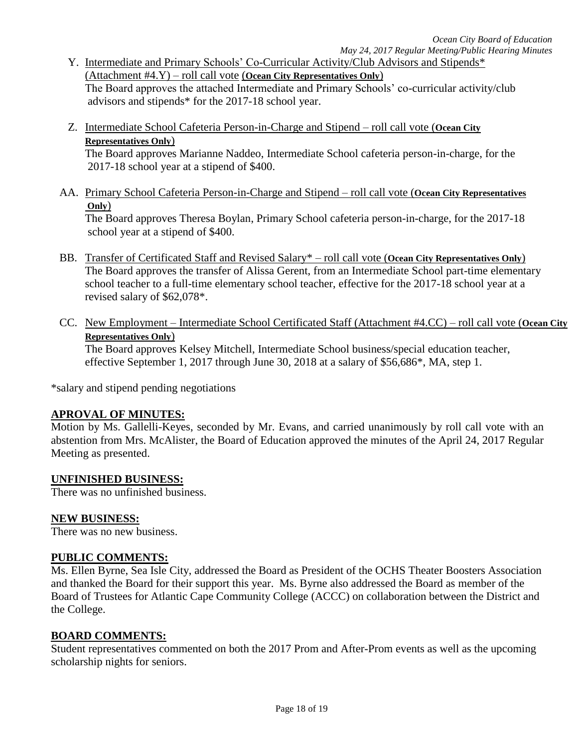Y. Intermediate and Primary Schools' Co-Curricular Activity/Club Advisors and Stipends* (Attachment #4.Y) – roll call vote (**Ocean City Representatives Only**)
The Board approves the attached Intermediate and Primary Schools' co-curricular activity/club advisors and stipends* for the 2017-18 school year.

Z. Intermediate School Cafeteria Person-in-Charge and Stipend – roll call vote (**Ocean City Representatives Only**)
The Board approves Marianne Naddeo, Intermediate School cafeteria person-in-charge, for the 2017-18 school year at a stipend of $400.

AA. Primary School Cafeteria Person-in-Charge and Stipend – roll call vote (**Ocean City Representatives Only**)
The Board approves Theresa Boylan, Primary School cafeteria person-in-charge, for the 2017-18 school year at a stipend of $400.

BB. Transfer of Certificated Staff and Revised Salary* – roll call vote (**Ocean City Representatives Only**)
The Board approves the transfer of Alissa Gerent, from an Intermediate School part-time elementary school teacher to a full-time elementary school teacher, effective for the 2017-18 school year at a revised salary of $62,078*.

CC. New Employment – Intermediate School Certificated Staff (Attachment #4.CC) – roll call vote (**Ocean City Representatives Only**)
The Board approves Kelsey Mitchell, Intermediate School business/special education teacher, effective September 1, 2017 through June 30, 2018 at a salary of $56,686*, MA, step 1.

*salary and stipend pending negotiations

## APROVAL OF MINUTES:

Motion by Ms. Gallelli-Keyes, seconded by Mr. Evans, and carried unanimously by roll call vote with an abstention from Mrs. McAlister, the Board of Education approved the minutes of the April 24, 2017 Regular Meeting as presented.

## UNFINISHED BUSINESS:

There was no unfinished business.

## NEW BUSINESS:

There was no new business.

## PUBLIC COMMENTS:

Ms. Ellen Byrne, Sea Isle City, addressed the Board as President of the OCHS Theater Boosters Association and thanked the Board for their support this year. Ms. Byrne also addressed the Board as member of the Board of Trustees for Atlantic Cape Community College (ACCC) on collaboration between the District and the College.

## BOARD COMMENTS:

Student representatives commented on both the 2017 Prom and After-Prom events as well as the upcoming scholarship nights for seniors.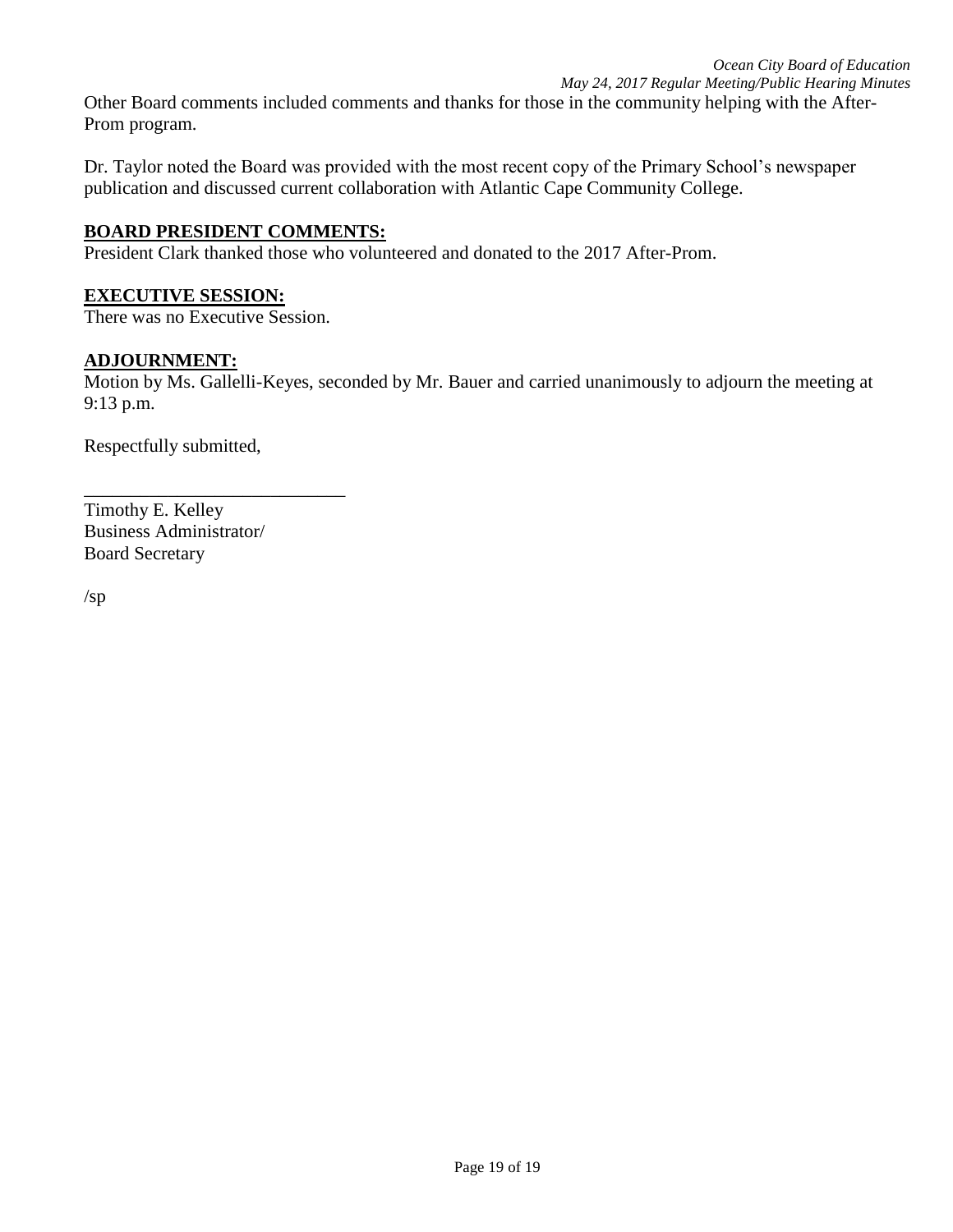Other Board comments included comments and thanks for those in the community helping with the After-Prom program.

Dr. Taylor noted the Board was provided with the most recent copy of the Primary School's newspaper publication and discussed current collaboration with Atlantic Cape Community College.

**BOARD PRESIDENT COMMENTS:**

President Clark thanked those who volunteered and donated to the 2017 After-Prom.

**EXECUTIVE SESSION:**

There was no Executive Session.

**ADJOURNMENT:**

Motion by Ms. Gallelli-Keyes, seconded by Mr. Bauer and carried unanimously to adjourn the meeting at 9:13 p.m.

Respectfully submitted,

____________________________

Timothy E. Kelley
Business Administrator/
Board Secretary

/sp